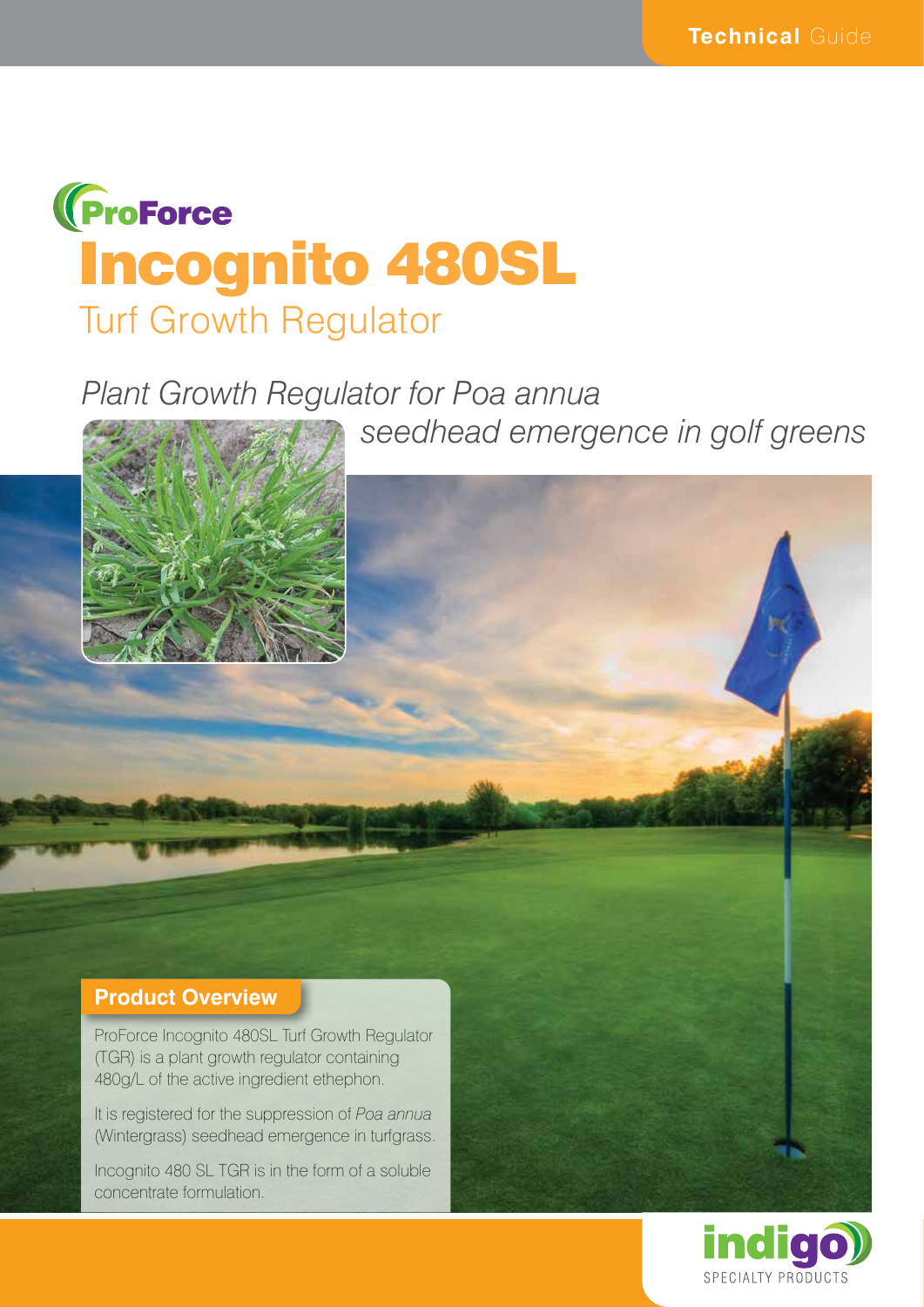Technical Guide

ProForce

# Incognito 480SL

## Turf Growth Regulator

*Plant Growth Regulator for Poa annua seedhead emergence in golf greens*

### Product Overview

ProForce Incognito 480SL Turf Growth Regulator (TGR) is a plant growth regulator containing 480g/L of the active ingredient ethephon.

It is registered for the suppression of *Poa annua* (Wintergrass) seedhead emergence in turfgrass.

Incognito 480 SL TGR is in the form of a soluble concentrate formulation.

indigo SPECIALTY PRODUCTS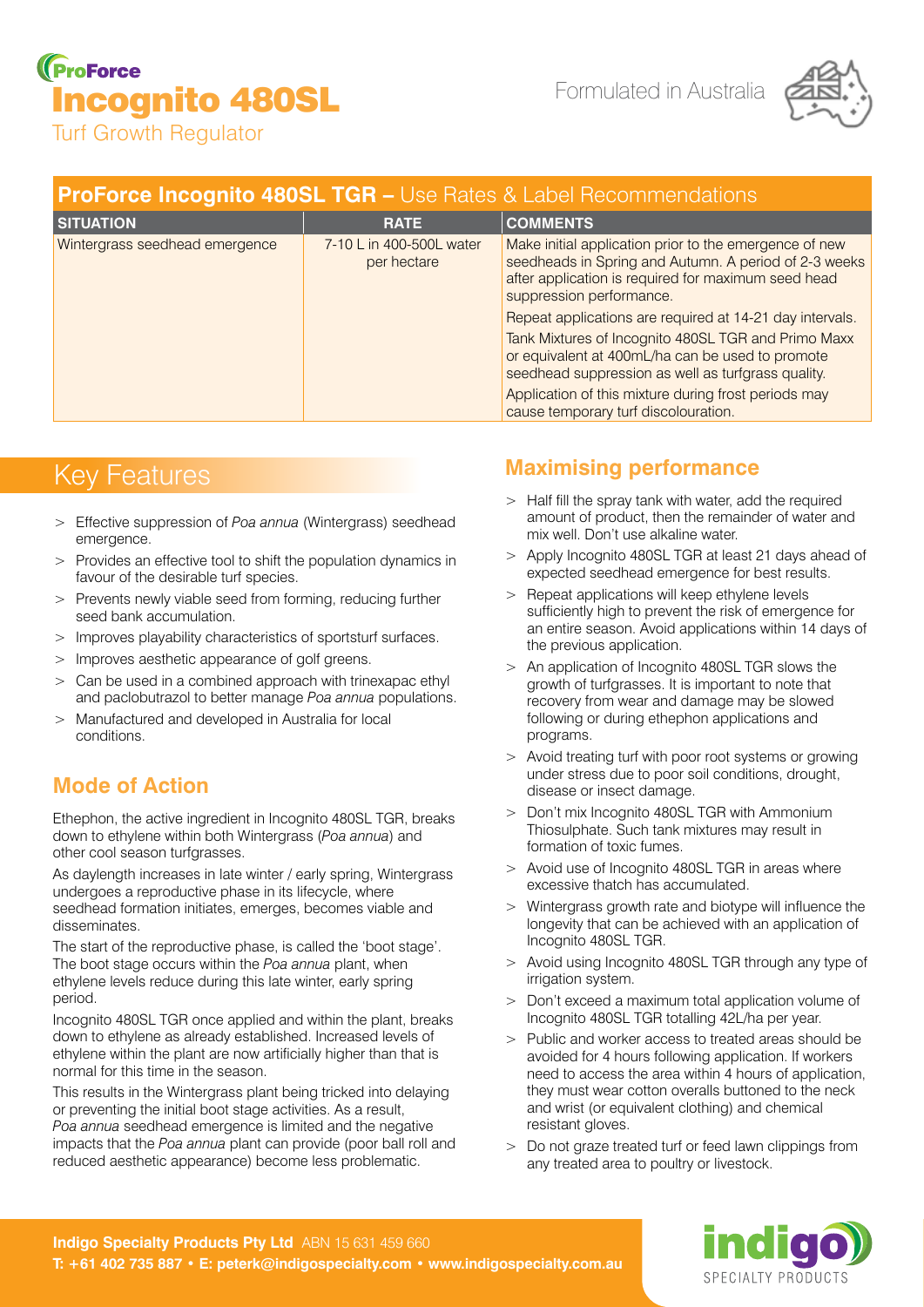ProForce

# Incognito 480SL

Turf Growth Regulator

Formulated in Australia

## ProForce Incognito 480SL TGR – Use Rates & Label Recommendations

| SITUATION | RATE | COMMENTS |
|---|---|---|
| Wintergrass seedhead emergence | 7-10 L in 400-500L water per hectare | Make initial application prior to the emergence of new seedheads in Spring and Autumn. A period of 2-3 weeks after application is required for maximum seed head suppression performance. Repeat applications are required at 14-21 day intervals. Tank Mixtures of Incognito 480SL TGR and Primo Maxx or equivalent at 400mL/ha can be used to promote seedhead suppression as well as turfgrass quality. Application of this mixture during frost periods may cause temporary turf discolouration. |

## Key Features

- Effective suppression of *Poa annua* (Wintergrass) seedhead emergence.
- Provides an effective tool to shift the population dynamics in favour of the desirable turf species.
- Prevents newly viable seed from forming, reducing further seed bank accumulation.
- Improves playability characteristics of sportsturf surfaces.
- Improves aesthetic appearance of golf greens.
- Can be used in a combined approach with trinexapac ethyl and paclobutrazol to better manage *Poa annua* populations.
- Manufactured and developed in Australia for local conditions.

## Mode of Action

Ethephon, the active ingredient in Incognito 480SL TGR, breaks down to ethylene within both Wintergrass (*Poa annua*) and other cool season turfgrasses.

As daylength increases in late winter / early spring, Wintergrass undergoes a reproductive phase in its lifecycle, where seedhead formation initiates, emerges, becomes viable and disseminates.

The start of the reproductive phase, is called the 'boot stage'. The boot stage occurs within the *Poa annua* plant, when ethylene levels reduce during this late winter, early spring period.

Incognito 480SL TGR once applied and within the plant, breaks down to ethylene as already established. Increased levels of ethylene within the plant are now artificially higher than that is normal for this time in the season.

This results in the Wintergrass plant being tricked into delaying or preventing the initial boot stage activities. As a result, *Poa annua* seedhead emergence is limited and the negative impacts that the *Poa annua* plant can provide (poor ball roll and reduced aesthetic appearance) become less problematic.

## Maximising performance

- Half fill the spray tank with water, add the required amount of product, then the remainder of water and mix well. Don't use alkaline water.
- Apply Incognito 480SL TGR at least 21 days ahead of expected seedhead emergence for best results.
- Repeat applications will keep ethylene levels sufficiently high to prevent the risk of emergence for an entire season. Avoid applications within 14 days of the previous application.
- An application of Incognito 480SL TGR slows the growth of turfgrasses. It is important to note that recovery from wear and damage may be slowed following or during ethephon applications and programs.
- Avoid treating turf with poor root systems or growing under stress due to poor soil conditions, drought, disease or insect damage.
- Don't mix Incognito 480SL TGR with Ammonium Thiosulphate. Such tank mixtures may result in formation of toxic fumes.
- Avoid use of Incognito 480SL TGR in areas where excessive thatch has accumulated.
- Wintergrass growth rate and biotype will influence the longevity that can be achieved with an application of Incognito 480SL TGR.
- Avoid using Incognito 480SL TGR through any type of irrigation system.
- Don't exceed a maximum total application volume of Incognito 480SL TGR totalling 42L/ha per year.
- Public and worker access to treated areas should be avoided for 4 hours following application. If workers need to access the area within 4 hours of application, they must wear cotton overalls buttoned to the neck and wrist (or equivalent clothing) and chemical resistant gloves.
- Do not graze treated turf or feed lawn clippings from any treated area to poultry or livestock.

**Indigo Specialty Products Pty Ltd** ABN 15 631 459 660
**T: +61 402 735 887 • E: peterk@indigospecialty.com • www.indigospecialty.com.au**

indigo SPECIALTY PRODUCTS